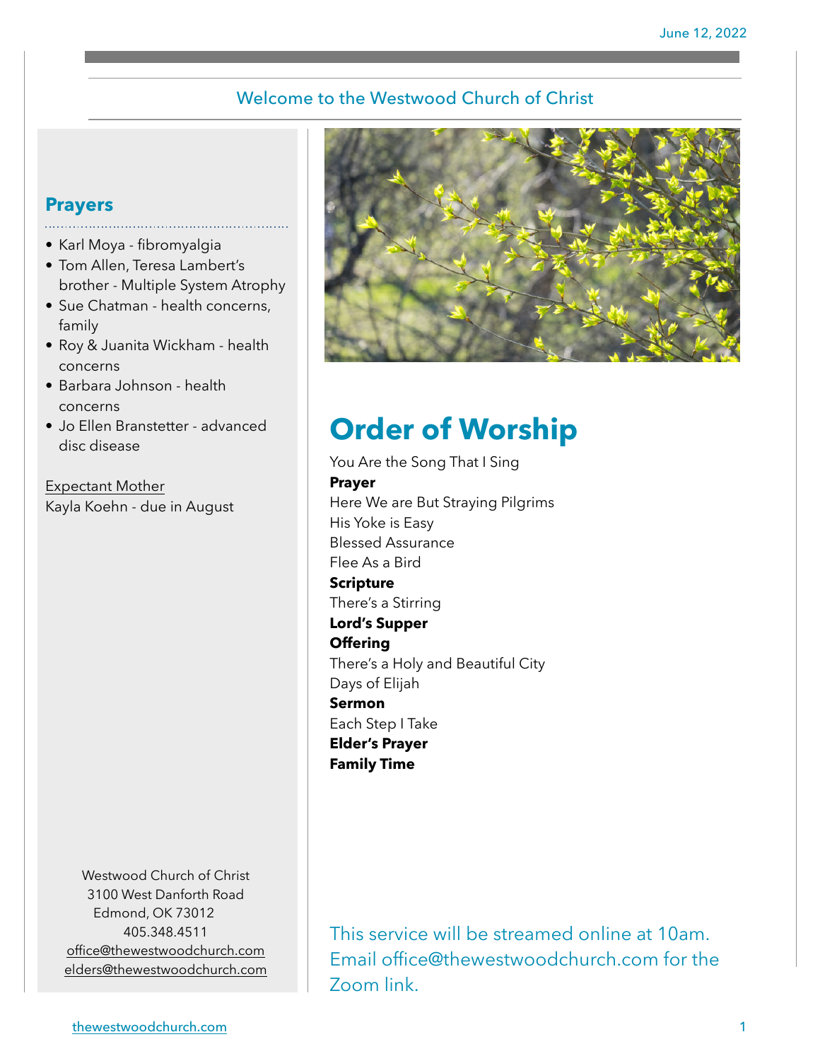June 12, 2022

## Welcome to the Westwood Church of Christ

### Prayers

- Karl Moya - fibromyalgia
- Tom Allen, Teresa Lambert's brother - Multiple System Atrophy
- Sue Chatman - health concerns, family
- Roy & Juanita Wickham - health concerns
- Barbara Johnson - health concerns
- Jo Ellen Branstetter - advanced disc disease

Expectant Mother
Kayla Koehn - due in August

Westwood Church of Christ
3100 West Danforth Road
Edmond, OK 73012
405.348.4511
office@thewestwoodchurch.com
elders@thewestwoodchurch.com

# Order of Worship

You Are the Song That I Sing
**Prayer**
Here We are But Straying Pilgrims
His Yoke is Easy
Blessed Assurance
Flee As a Bird
**Scripture**
There's a Stirring
**Lord's Supper**
**Offering**
There's a Holy and Beautiful City
Days of Elijah
**Sermon**
Each Step I Take
**Elder's Prayer**
**Family Time**

This service will be streamed online at 10am. Email office@thewestwoodchurch.com for the Zoom link.

thewestwoodchurch.com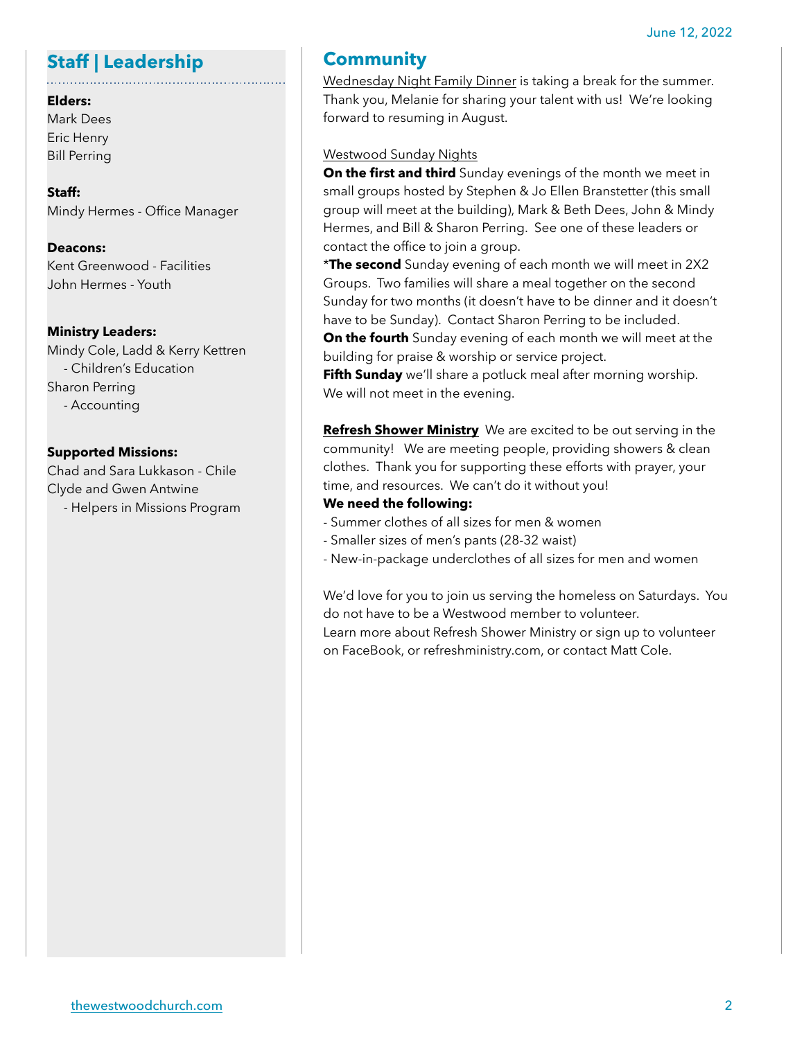## Staff | Leadership

**Elders:**
Mark Dees
Eric Henry
Bill Perring

**Staff:**
Mindy Hermes - Office Manager

**Deacons:**
Kent Greenwood - Facilities
John Hermes - Youth

**Ministry Leaders:**
Mindy Cole, Ladd & Kerry Kettren
- Children's Education

Sharon Perring
- Accounting

**Supported Missions:**
Chad and Sara Lukkason - Chile
Clyde and Gwen Antwine
- Helpers in Missions Program

## Community

Wednesday Night Family Dinner is taking a break for the summer. Thank you, Melanie for sharing your talent with us! We're looking forward to resuming in August.

Westwood Sunday Nights

**On the first and third** Sunday evenings of the month we meet in small groups hosted by Stephen & Jo Ellen Branstetter (this small group will meet at the building), Mark & Beth Dees, John & Mindy Hermes, and Bill & Sharon Perring. See one of these leaders or contact the office to join a group.

***The second** Sunday evening of each month we will meet in 2X2 Groups. Two families will share a meal together on the second Sunday for two months (it doesn't have to be dinner and it doesn't have to be Sunday). Contact Sharon Perring to be included.

**On the fourth** Sunday evening of each month we will meet at the building for praise & worship or service project.

**Fifth Sunday** we'll share a potluck meal after morning worship. We will not meet in the evening.

**Refresh Shower Ministry** We are excited to be out serving in the community! We are meeting people, providing showers & clean clothes. Thank you for supporting these efforts with prayer, your time, and resources. We can't do it without you!

**We need the following:**
- Summer clothes of all sizes for men & women
- Smaller sizes of men's pants (28-32 waist)
- New-in-package underclothes of all sizes for men and women

We'd love for you to join us serving the homeless on Saturdays. You do not have to be a Westwood member to volunteer.
Learn more about Refresh Shower Ministry or sign up to volunteer on FaceBook, or refreshministry.com, or contact Matt Cole.